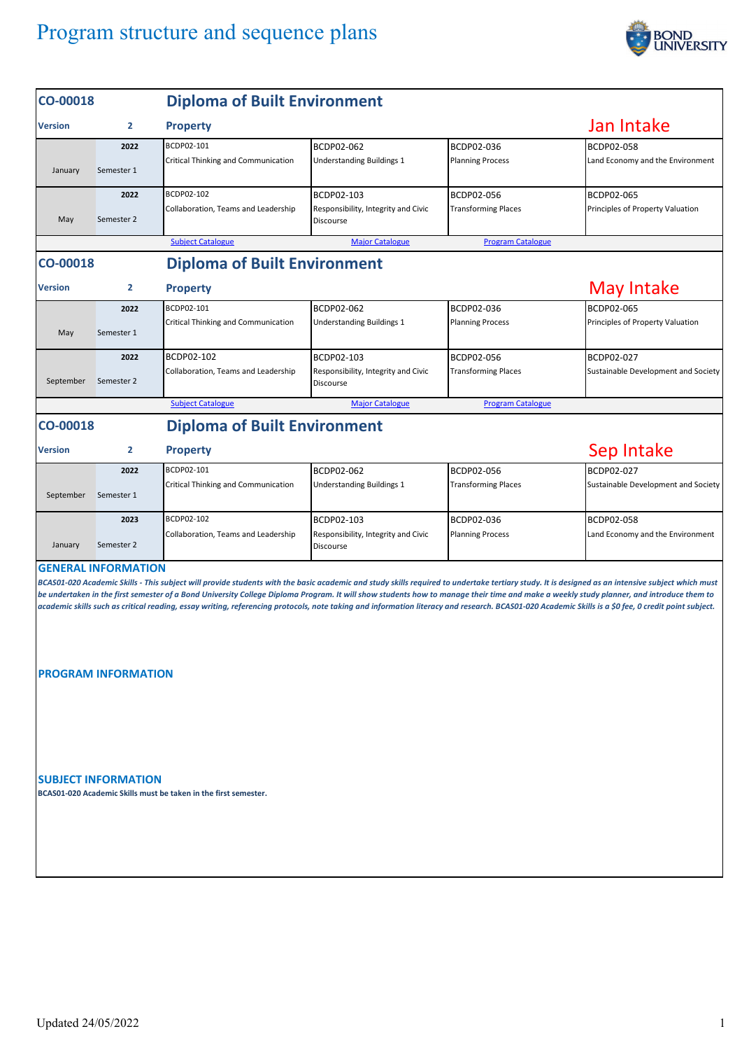# Program structure and sequence plans

## CO-00018 Diploma of Built Environment

**Version** 2 — **Property** — **Jan Intake**

| | | | | | |
|---|---|---|---|---|---|
| January | 2022 Semester 1 | BCDP02-101 Critical Thinking and Communication | BCDP02-062 Understanding Buildings 1 | BCDP02-036 Planning Process | BCDP02-058 Land Economy and the Environment |
| May | 2022 Semester 2 | BCDP02-102 Collaboration, Teams and Leadership | BCDP02-103 Responsibility, Integrity and Civic Discourse | BCDP02-056 Transforming Places | BCDP02-065 Principles of Property Valuation |

Subject Catalogue | Major Catalogue | Program Catalogue

## CO-00018 Diploma of Built Environment

**Version** 2 — **Property** — **May Intake**

| | | | | | |
|---|---|---|---|---|---|
| May | 2022 Semester 1 | BCDP02-101 Critical Thinking and Communication | BCDP02-062 Understanding Buildings 1 | BCDP02-036 Planning Process | BCDP02-065 Principles of Property Valuation |
| September | 2022 Semester 2 | BCDP02-102 Collaboration, Teams and Leadership | BCDP02-103 Responsibility, Integrity and Civic Discourse | BCDP02-056 Transforming Places | BCDP02-027 Sustainable Development and Society |

Subject Catalogue | Major Catalogue | Program Catalogue

## CO-00018 Diploma of Built Environment

**Version** 2 — **Property** — **Sep Intake**

| | | | | | |
|---|---|---|---|---|---|
| September | 2022 Semester 1 | BCDP02-101 Critical Thinking and Communication | BCDP02-062 Understanding Buildings 1 | BCDP02-056 Transforming Places | BCDP02-027 Sustainable Development and Society |
| January | 2023 Semester 2 | BCDP02-102 Collaboration, Teams and Leadership | BCDP02-103 Responsibility, Integrity and Civic Discourse | BCDP02-036 Planning Process | BCDP02-058 Land Economy and the Environment |

### GENERAL INFORMATION

***BCAS01-020 Academic Skills - This subject will provide students with the basic academic and study skills required to undertake tertiary study. It is designed as an intensive subject which must be undertaken in the first semester of a Bond University College Diploma Program. It will show students how to manage their time and make a weekly study planner, and introduce them to academic skills such as critical reading, essay writing, referencing protocols, note taking and information literacy and research. BCAS01-020 Academic Skills is a $0 fee, 0 credit point subject.***

### PROGRAM INFORMATION

### SUBJECT INFORMATION

**BCAS01-020 Academic Skills must be taken in the first semester.**

Updated 24/05/2022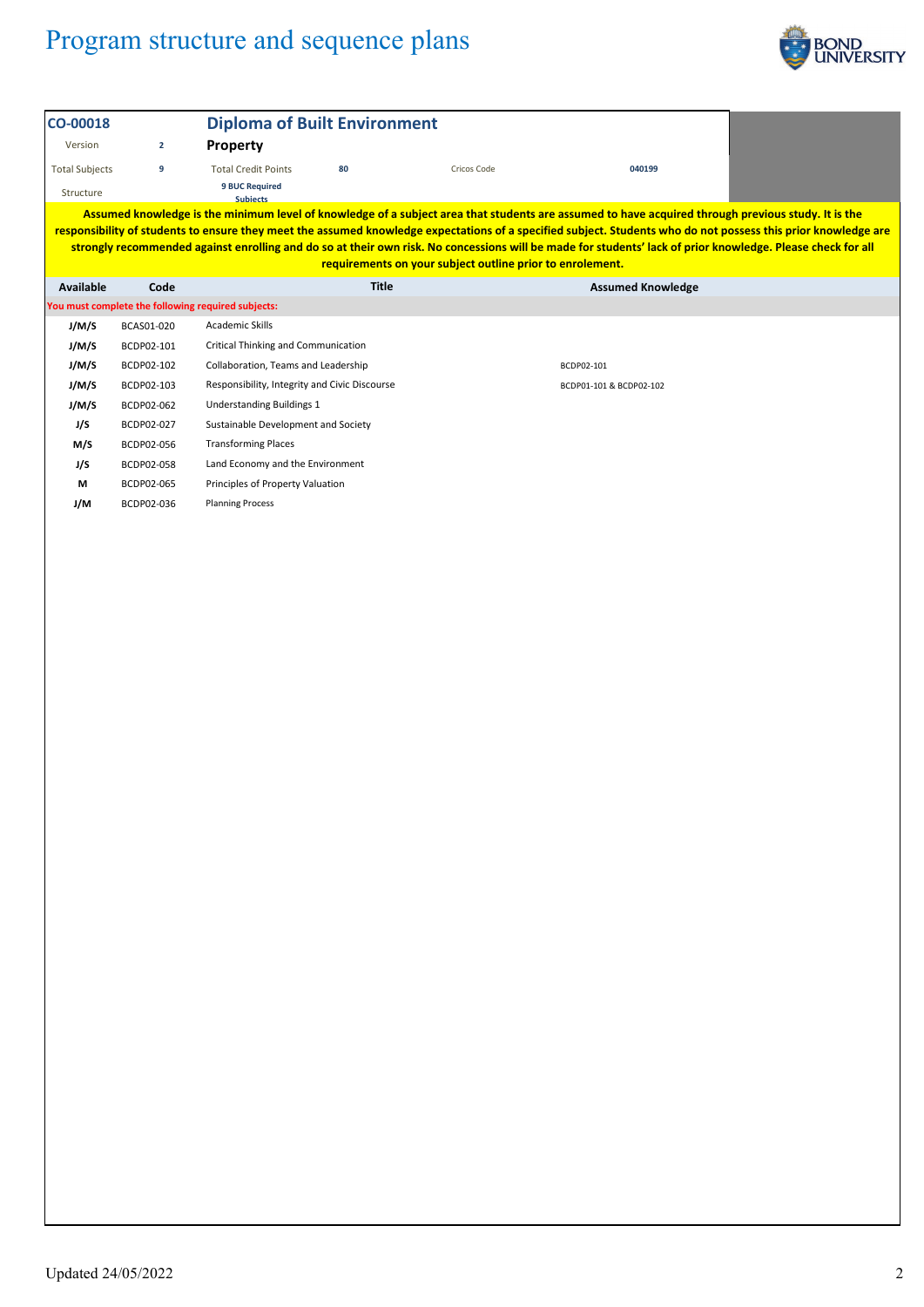# Program structure and sequence plans

| | | | | | |
|---|---|---|---|---|---|
| **CO-00018** | | **Diploma of Built Environment** | | | |
| Version | 2 | **Property** | | | |
| Total Subjects | 9 | Total Credit Points | 80 | Cricos Code | 040199 |
| Structure | | 9 BUC Required Subjects | | | |

**Assumed knowledge is the minimum level of knowledge of a subject area that students are assumed to have acquired through previous study. It is the responsibility of students to ensure they meet the assumed knowledge expectations of a specified subject. Students who do not possess this prior knowledge are strongly recommended against enrolling and do so at their own risk. No concessions will be made for students' lack of prior knowledge. Please check for all requirements on your subject outline prior to enrolement.**

| Available | Code | Title | Assumed Knowledge |
|---|---|---|---|
| **You must complete the following required subjects:** | | | |
| J/M/S | BCAS01-020 | Academic Skills | |
| J/M/S | BCDP02-101 | Critical Thinking and Communication | |
| J/M/S | BCDP02-102 | Collaboration, Teams and Leadership | BCDP02-101 |
| J/M/S | BCDP02-103 | Responsibility, Integrity and Civic Discourse | BCDP01-101 & BCDP02-102 |
| J/M/S | BCDP02-062 | Understanding Buildings 1 | |
| J/S | BCDP02-027 | Sustainable Development and Society | |
| M/S | BCDP02-056 | Transforming Places | |
| J/S | BCDP02-058 | Land Economy and the Environment | |
| M | BCDP02-065 | Principles of Property Valuation | |
| J/M | BCDP02-036 | Planning Process | |

Updated 24/05/2022